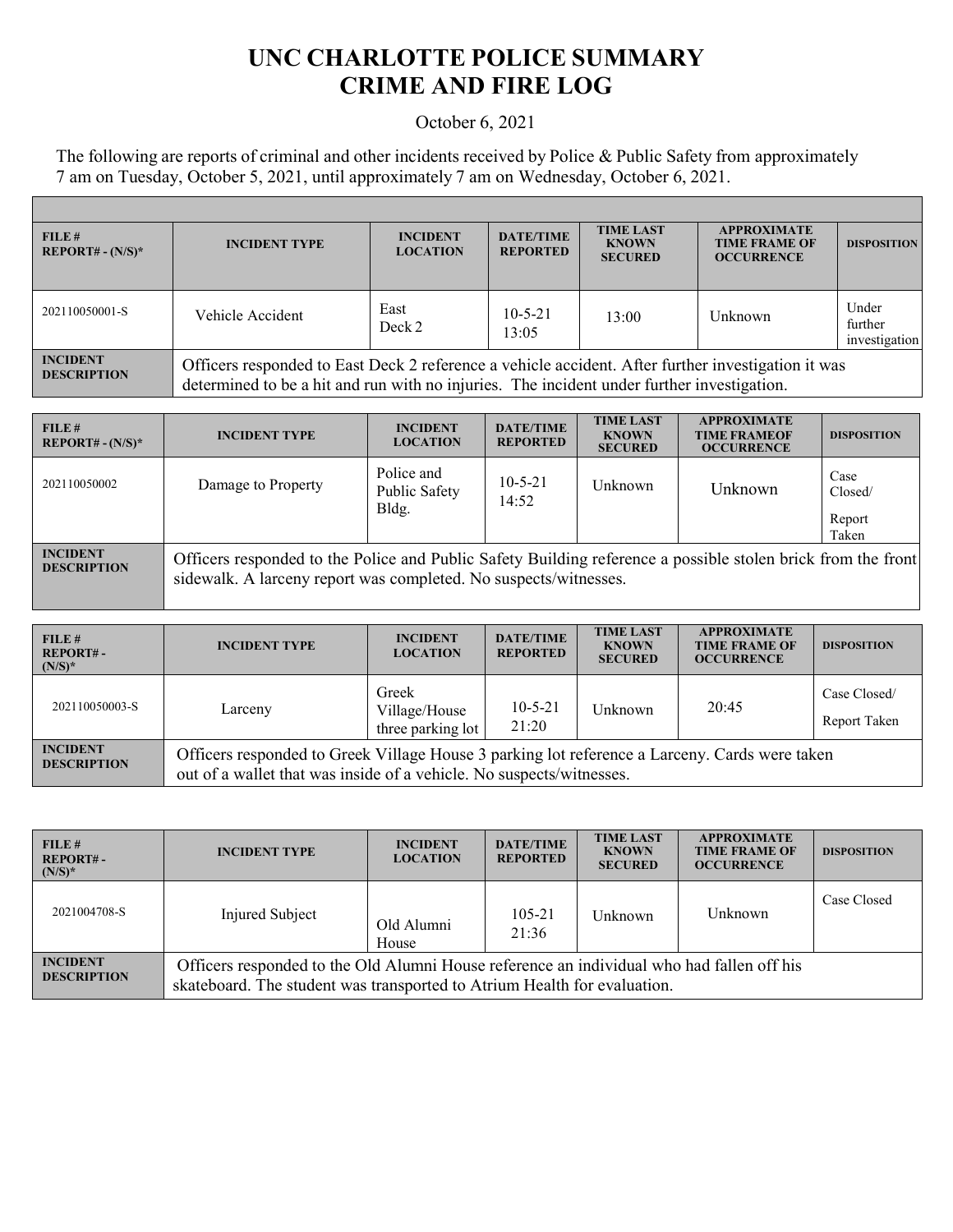# UNC CHARLOTTE POLICE SUMMARY
# CRIME AND FIRE LOG

October 6, 2021

The following are reports of criminal and other incidents received by Police & Public Safety from approximately 7 am on Tuesday, October 5, 2021, until approximately 7 am on Wednesday, October 6, 2021.

| FILE # REPORT# - (N/S)* | INCIDENT TYPE | INCIDENT LOCATION | DATE/TIME REPORTED | TIME LAST KNOWN SECURED | APPROXIMATE TIME FRAME OF OCCURRENCE | DISPOSITION |
|---|---|---|---|---|---|---|
| 202110050001-S | Vehicle Accident | East Deck 2 | 10-5-21 13:05 | 13:00 | Unknown | Under further investigation |
| INCIDENT DESCRIPTION | Officers responded to East Deck 2 reference a vehicle accident. After further investigation it was determined to be a hit and run with no injuries. The incident under further investigation. | | | | | |

| FILE # REPORT# - (N/S)* | INCIDENT TYPE | INCIDENT LOCATION | DATE/TIME REPORTED | TIME LAST KNOWN SECURED | APPROXIMATE TIME FRAMEOF OCCURRENCE | DISPOSITION |
|---|---|---|---|---|---|---|
| 202110050002 | Damage to Property | Police and Public Safety Bldg. | 10-5-21 14:52 | Unknown | Unknown | Case Closed/ Report Taken |
| INCIDENT DESCRIPTION | Officers responded to the Police and Public Safety Building reference a possible stolen brick from the front sidewalk. A larceny report was completed. No suspects/witnesses. | | | | | |

| FILE # REPORT# - (N/S)* | INCIDENT TYPE | INCIDENT LOCATION | DATE/TIME REPORTED | TIME LAST KNOWN SECURED | APPROXIMATE TIME FRAME OF OCCURRENCE | DISPOSITION |
|---|---|---|---|---|---|---|
| 202110050003-S | Larceny | Greek Village/House three parking lot | 10-5-21 21:20 | Unknown | 20:45 | Case Closed/ Report Taken |
| INCIDENT DESCRIPTION | Officers responded to Greek Village House 3 parking lot reference a Larceny. Cards were taken out of a wallet that was inside of a vehicle. No suspects/witnesses. | | | | | |

| FILE # REPORT# - (N/S)* | INCIDENT TYPE | INCIDENT LOCATION | DATE/TIME REPORTED | TIME LAST KNOWN SECURED | APPROXIMATE TIME FRAME OF OCCURRENCE | DISPOSITION |
|---|---|---|---|---|---|---|
| 2021004708-S | Injured Subject | Old Alumni House | 105-21 21:36 | Unknown | Unknown | Case Closed |
| INCIDENT DESCRIPTION | Officers responded to the Old Alumni House reference an individual who had fallen off his skateboard. The student was transported to Atrium Health for evaluation. | | | | | |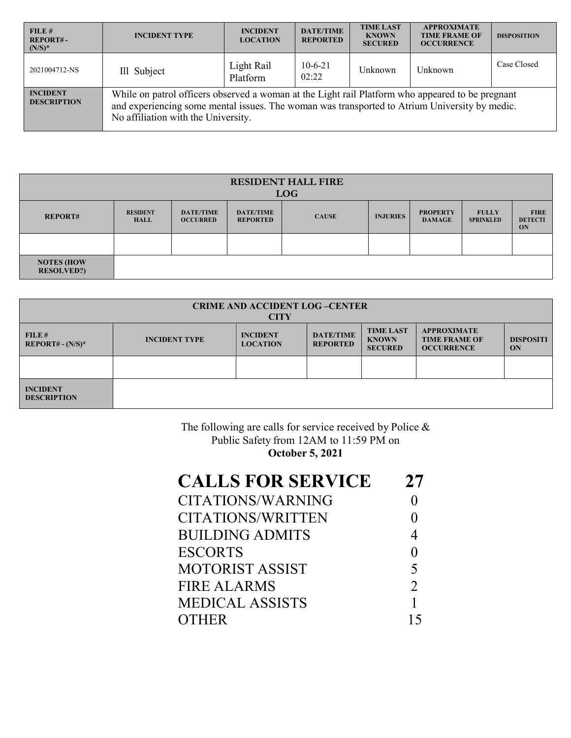| FILE # REPORT# - (N/S)* | INCIDENT TYPE | INCIDENT LOCATION | DATE/TIME REPORTED | TIME LAST KNOWN SECURED | APPROXIMATE TIME FRAME OF OCCURRENCE | DISPOSITION |
|---|---|---|---|---|---|---|
| 2021004712-NS | Ill Subject | Light Rail Platform | 10-6-21 02:22 | Unknown | Unknown | Case Closed |
| INCIDENT DESCRIPTION | While on patrol officers observed a woman at the Light rail Platform who appeared to be pregnant and experiencing some mental issues. The woman was transported to Atrium University by medic. No affiliation with the University. | | | | | |

| RESIDENT HALL FIRE LOG | | | | | | | | |
|---|---|---|---|---|---|---|---|---|
| REPORT# | RESIDENT HALL | DATE/TIME OCCURRED | DATE/TIME REPORTED | CAUSE | INJURIES | PROPERTY DAMAGE | FULLY SPRINKLED | FIRE DETECTION |
| | | | | | | | | |
| NOTES (HOW RESOLVED?) | | | | | | | | |

| CRIME AND ACCIDENT LOG –CENTER CITY | | | | | | |
|---|---|---|---|---|---|---|
| FILE # REPORT# - (N/S)* | INCIDENT TYPE | INCIDENT LOCATION | DATE/TIME REPORTED | TIME LAST KNOWN SECURED | APPROXIMATE TIME FRAME OF OCCURRENCE | DISPOSITION |
| | | | | | | |
| INCIDENT DESCRIPTION | | | | | | |

The following are calls for service received by Police & Public Safety from 12AM to 11:59 PM on **October 5, 2021**

| | |
|---|---|
| **CALLS FOR SERVICE** | **27** |
| CITATIONS/WARNING | 0 |
| CITATIONS/WRITTEN | 0 |
| BUILDING ADMITS | 4 |
| ESCORTS | 0 |
| MOTORIST ASSIST | 5 |
| FIRE ALARMS | 2 |
| MEDICAL ASSISTS | 1 |
| OTHER | 15 |